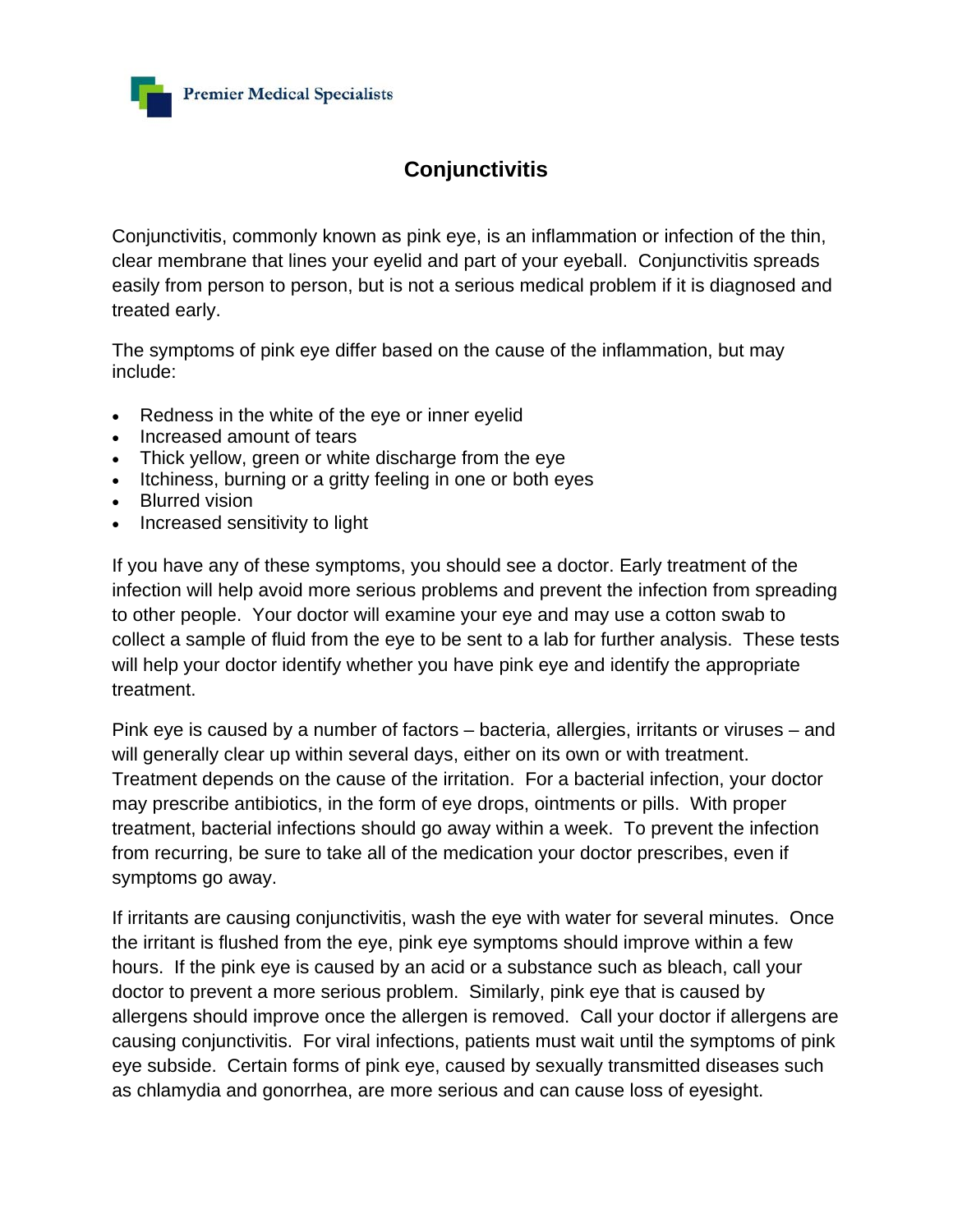Premier Medical Specialists

# Conjunctivitis

Conjunctivitis, commonly known as pink eye, is an inflammation or infection of the thin, clear membrane that lines your eyelid and part of your eyeball. Conjunctivitis spreads easily from person to person, but is not a serious medical problem if it is diagnosed and treated early.

The symptoms of pink eye differ based on the cause of the inflammation, but may include:

- Redness in the white of the eye or inner eyelid
- Increased amount of tears
- Thick yellow, green or white discharge from the eye
- Itchiness, burning or a gritty feeling in one or both eyes
- Blurred vision
- Increased sensitivity to light

If you have any of these symptoms, you should see a doctor. Early treatment of the infection will help avoid more serious problems and prevent the infection from spreading to other people. Your doctor will examine your eye and may use a cotton swab to collect a sample of fluid from the eye to be sent to a lab for further analysis. These tests will help your doctor identify whether you have pink eye and identify the appropriate treatment.

Pink eye is caused by a number of factors – bacteria, allergies, irritants or viruses – and will generally clear up within several days, either on its own or with treatment. Treatment depends on the cause of the irritation. For a bacterial infection, your doctor may prescribe antibiotics, in the form of eye drops, ointments or pills. With proper treatment, bacterial infections should go away within a week. To prevent the infection from recurring, be sure to take all of the medication your doctor prescribes, even if symptoms go away.

If irritants are causing conjunctivitis, wash the eye with water for several minutes. Once the irritant is flushed from the eye, pink eye symptoms should improve within a few hours. If the pink eye is caused by an acid or a substance such as bleach, call your doctor to prevent a more serious problem. Similarly, pink eye that is caused by allergens should improve once the allergen is removed. Call your doctor if allergens are causing conjunctivitis. For viral infections, patients must wait until the symptoms of pink eye subside. Certain forms of pink eye, caused by sexually transmitted diseases such as chlamydia and gonorrhea, are more serious and can cause loss of eyesight.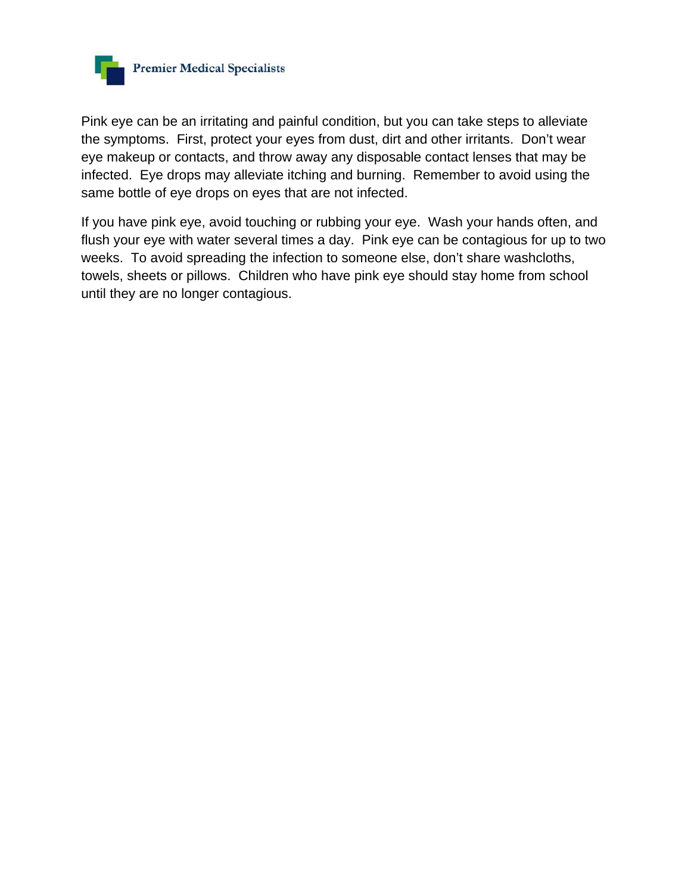Premier Medical Specialists

Pink eye can be an irritating and painful condition, but you can take steps to alleviate the symptoms. First, protect your eyes from dust, dirt and other irritants. Don't wear eye makeup or contacts, and throw away any disposable contact lenses that may be infected. Eye drops may alleviate itching and burning. Remember to avoid using the same bottle of eye drops on eyes that are not infected.

If you have pink eye, avoid touching or rubbing your eye. Wash your hands often, and flush your eye with water several times a day. Pink eye can be contagious for up to two weeks. To avoid spreading the infection to someone else, don't share washcloths, towels, sheets or pillows. Children who have pink eye should stay home from school until they are no longer contagious.